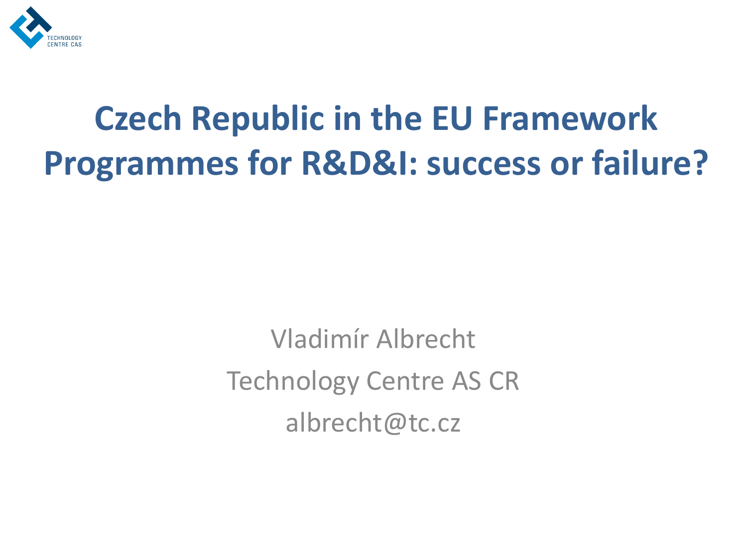TECHNOLOGY
CENTRE CAS

# Czech Republic in the EU Framework Programmes for R&D&I: success or failure?

Vladimír Albrecht

Technology Centre AS CR

albrecht@tc.cz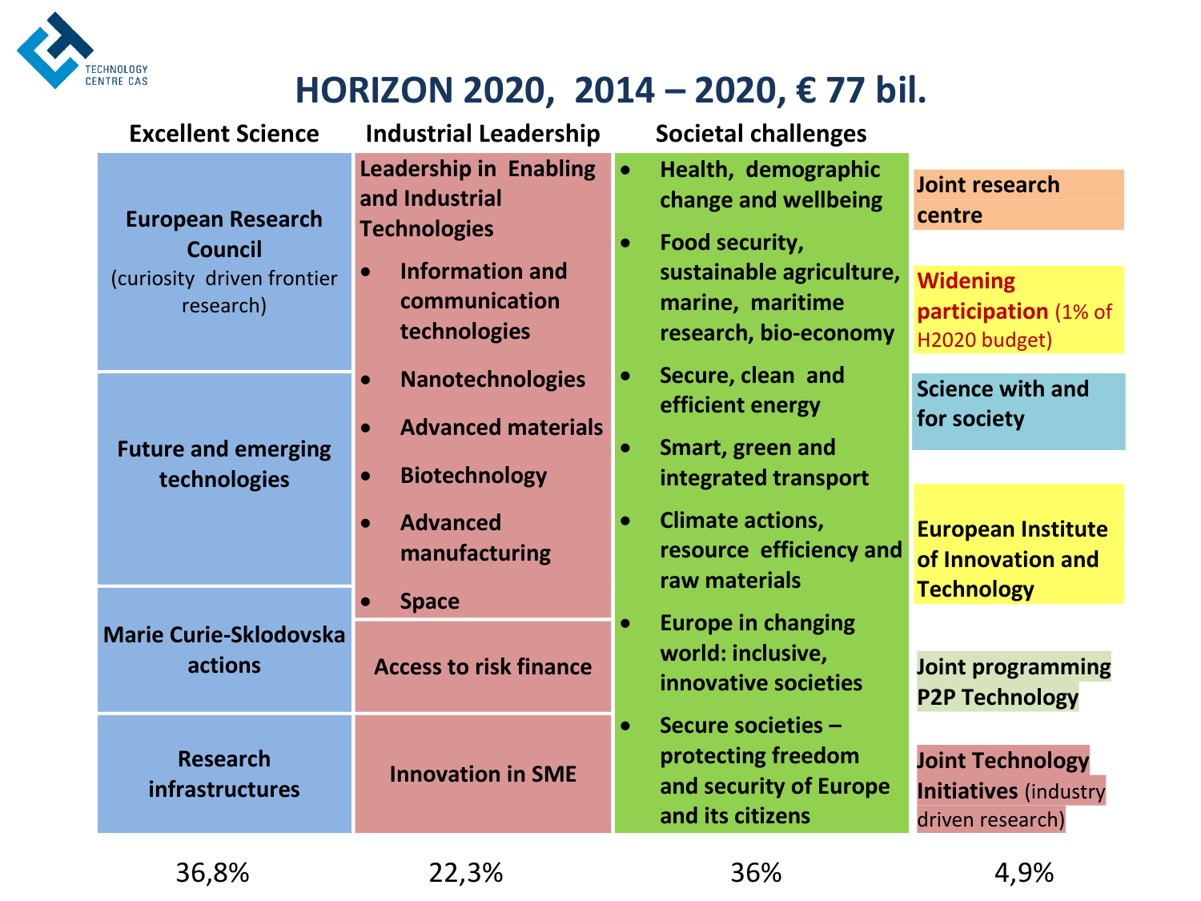# HORIZON 2020, 2014 – 2020, € 77 bil.

| Excellent Science | Industrial Leadership | Societal challenges | |
|---|---|---|---|
| **European Research Council** (curiosity driven frontier research) | **Leadership in Enabling and Industrial Technologies** • Information and communication technologies • Nanotechnologies • Advanced materials • Biotechnology • Advanced manufacturing • Space | • Health, demographic change and wellbeing • Food security, sustainable agriculture, marine, maritime research, bio-economy • Secure, clean and efficient energy • Smart, green and integrated transport • Climate actions, resource efficiency and raw materials • Europe in changing world: inclusive, innovative societies • Secure societies – protecting freedom and security of Europe and its citizens | **Joint research centre** |
| **Future and emerging technologies** | | | **Widening participation** (1% of H2020 budget) |
| **Marie Curie-Sklodovska actions** | **Access to risk finance** | | **Science with and for society** |
| **Research infrastructures** | **Innovation in SME** | | **European Institute of Innovation and Technology** |
| | | | **Joint programming P2P Technology** |
| | | | **Joint Technology Initiatives** (industry driven research) |
| 36,8% | 22,3% | 36% | 4,9% |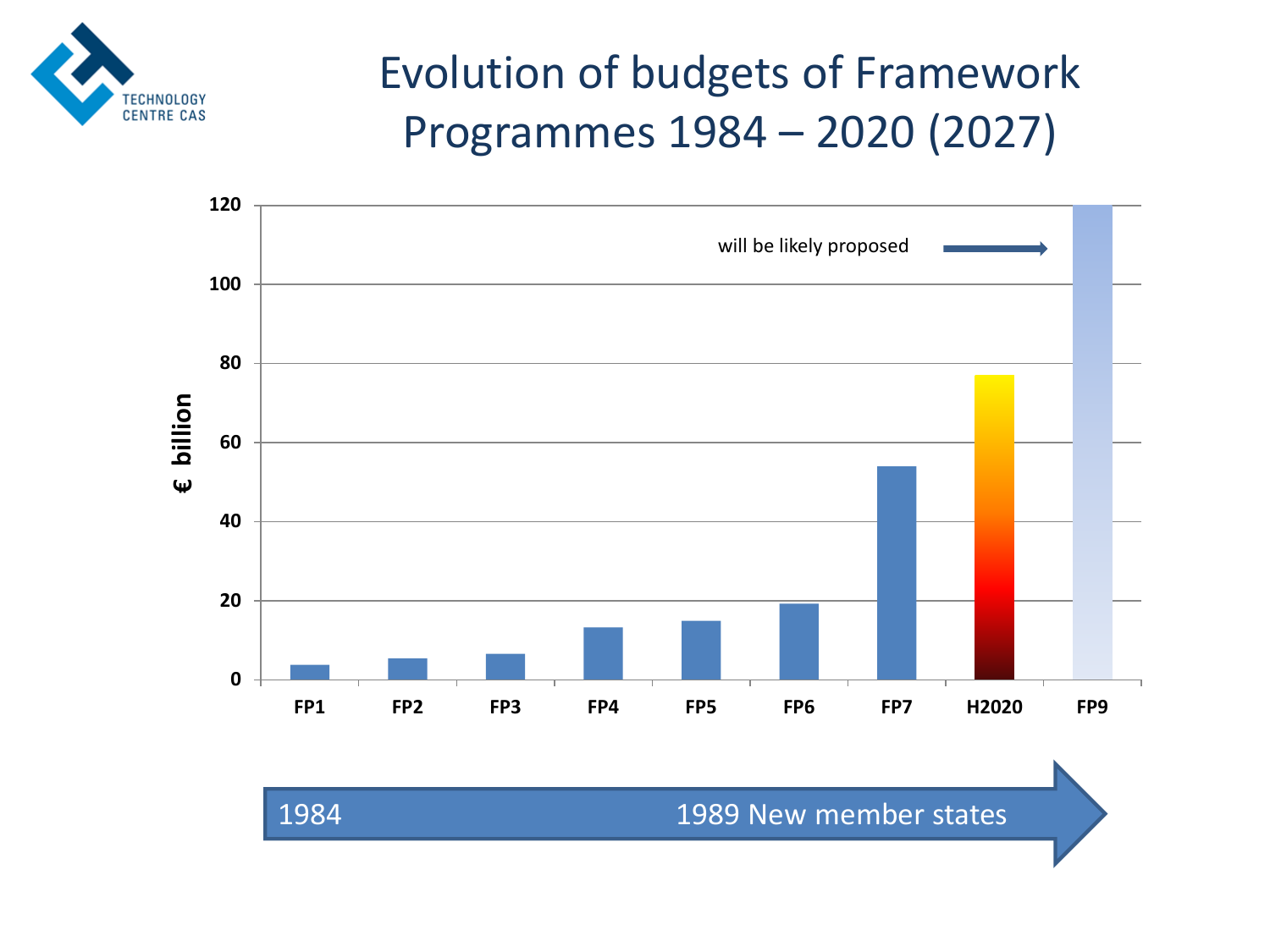# Evolution of budgets of Framework Programmes 1984 – 2020 (2027)

€ billion

120

100

80

60

40

20

0

will be likely proposed

FP1 FP2 FP3 FP4 FP5 FP6 FP7 H2020 FP9

1984 1989 New member states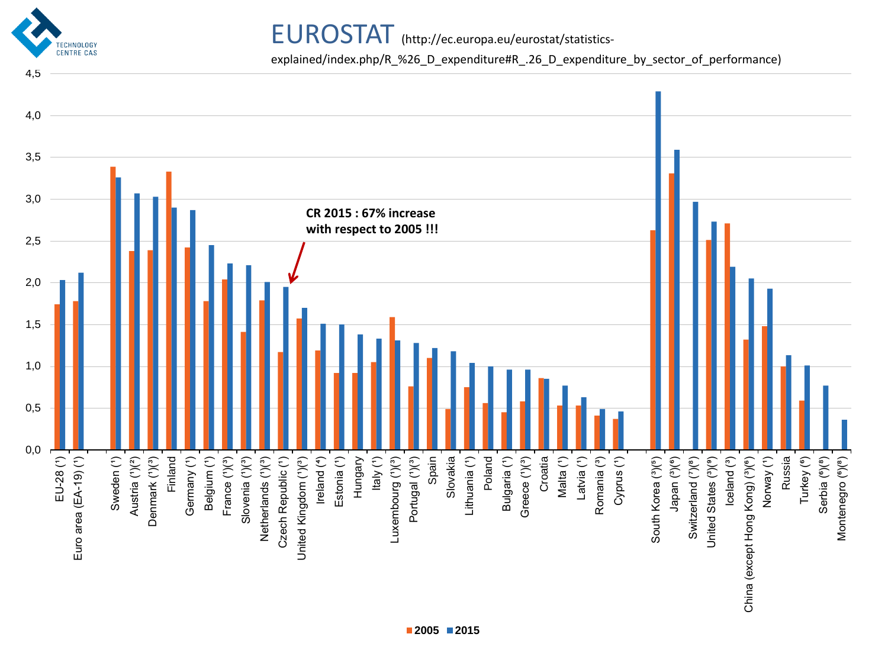# EUROSTAT (http://ec.europa.eu/eurostat/statistics-explained/index.php/R_%26_D_expenditure#R_.26_D_expenditure_by_sector_of_performance)

CR 2015 : 67% increase with respect to 2005 !!!

| Country | 2005 | 2015 |
|---|---|---|
| EU-28 (¹) | 1,74 | 2,03 |
| Euro area (EA-19) (¹) | 1,78 | 2,12 |
| Sweden (¹) | 3,39 | 3,26 |
| Austria (¹)(²) | 2,38 | 3,07 |
| Denmark (¹)(³) | 2,39 | 3,03 |
| Finland | 3,33 | 2,90 |
| Germany (¹) | 2,42 | 2,87 |
| Belgium (¹) | 1,78 | 2,45 |
| France (¹)(³) | 2,04 | 2,23 |
| Slovenia (¹)(³) | 1,41 | 2,21 |
| Netherlands (¹)(³) | 1,79 | 2,01 |
| Czech Republic (¹) | 1,17 | 1,95 |
| United Kingdom (¹)(³) | 1,57 | 1,70 |
| Ireland (⁴) | 1,19 | 1,51 |
| Estonia (¹) | 0,92 | 1,50 |
| Hungary | 0,92 | 1,38 |
| Italy (¹) | 1,05 | 1,33 |
| Luxembourg (¹)(³) | 1,59 | 1,31 |
| Portugal (¹)(³) | 0,76 | 1,28 |
| Spain | 1,10 | 1,22 |
| Slovakia | 0,49 | 1,18 |
| Lithuania (¹) | 0,75 | 1,04 |
| Poland | 0,56 | 1,00 |
| Bulgaria (¹) | 0,45 | 0,96 |
| Greece (¹)(³) | 0,58 | 0,96 |
| Croatia | 0,86 | 0,85 |
| Malta (¹) | 0,53 | 0,77 |
| Latvia (¹) | 0,53 | 0,63 |
| Romania (³) | 0,41 | 0,49 |
| Cyprus (¹) | 0,37 | 0,46 |
| South Korea (³)(⁵) | 2,63 | 4,29 |
| Japan (³)(⁶) | 3,31 | 3,59 |
| Switzerland (⁷)(⁸) | | 2,97 |
| United States (³)(⁹) | 2,51 | 2,73 |
| Iceland (³) | 2,71 | 2,19 |
| China (except Hong Kong) (³)(⁶) | 1,32 | 2,05 |
| Norway (¹) | 1,48 | 1,93 |
| Russia | 1,00 | 1,13 |
| Turkey (⁶) | 0,59 | 1,01 |
| Serbia (⁶)(⁸) | | 0,77 |
| Montenegro (⁶)(⁸) | | 0,36 |

■ 2005 ■ 2015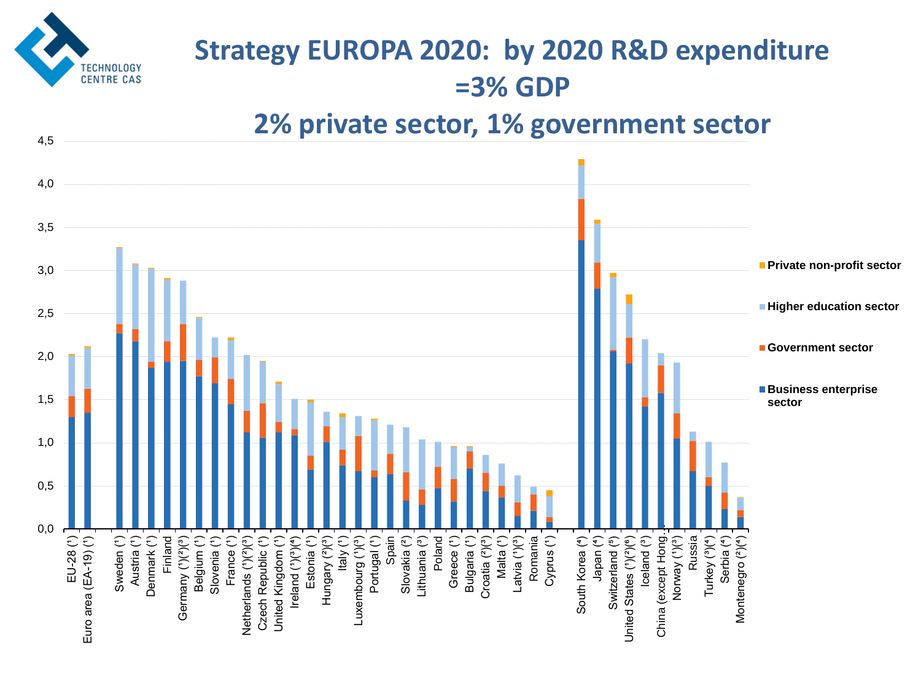# Strategy EUROPA 2020: by 2020 R&D expenditure =3% GDP

## 2% private sector, 1% government sector

Legend:
- Private non-profit sector
- Higher education sector
- Government sector
- Business enterprise sector

Y-axis: 0,0 – 4,5

Countries: EU-28 (¹), Euro area (EA-19) (¹), Sweden (¹), Austria (¹), Denmark (¹), Finland, Germany (¹)(²)(³), Belgium (¹), Slovenia (¹), France (¹), Netherlands (¹)(²)(³), Czech Republic (¹), United Kingdom (¹), Ireland (¹)(³)(⁴), Estonia (¹), Hungary (²)(³), Italy (¹), Luxembourg (¹)(³), Portugal (¹), Spain, Slovakia (²), Lithuania (³), Poland, Greece (¹), Bulgaria (¹), Croatia (²)(³), Malta (¹), Latvia (¹)(³), Romania, Cyprus (¹), South Korea (⁴), Japan (⁴), Switzerland (⁵), United States (¹)(²)(⁶), Iceland (³), China (except Hong..., Norway (¹)(³), Russia, Turkey (³)(⁴), Serbia (⁴), Montenegro (²)(⁴)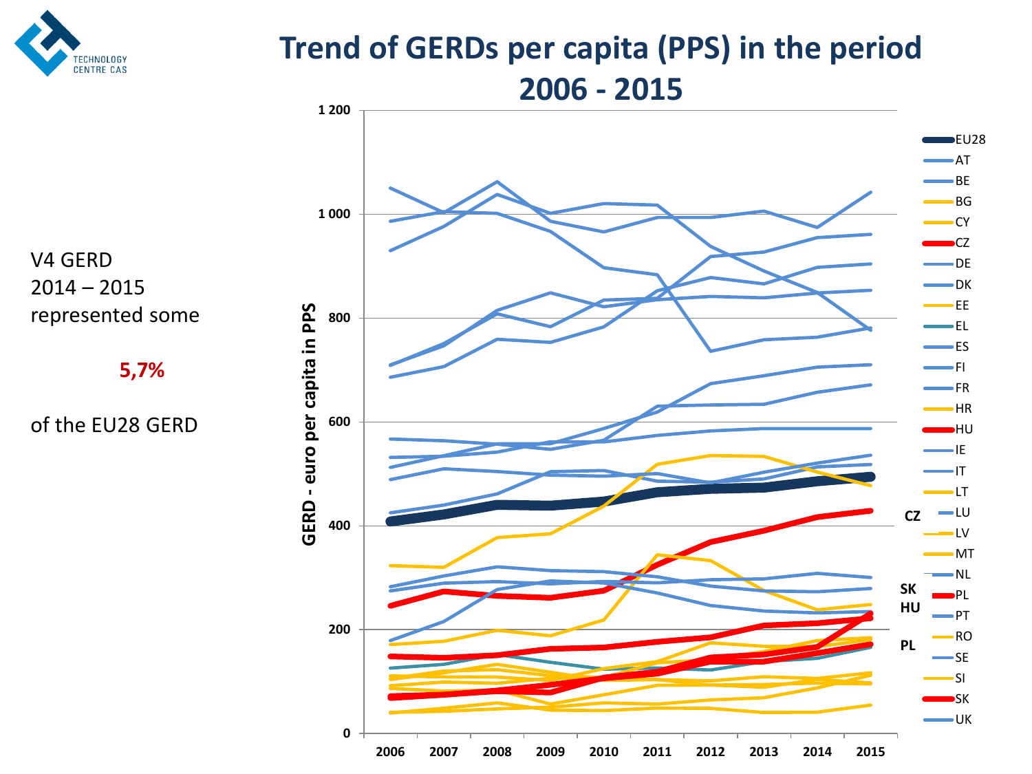# Trend of GERDs per capita (PPS) in the period 2006 - 2015

V4 GERD
2014 – 2015
represented some

**5,7%**

of the EU28 GERD

GERD - euro per capita in PPS

1 200
1 000
800
600
400
200
0

2006 2007 2008 2009 2010 2011 2012 2013 2014 2015

CZ
SK
HU
PL

EU28, AT, BE, BG, CY, CZ, DE, DK, EE, EL, ES, FI, FR, HR, HU, IE, IT, LT, LU, LV, MT, NL, PL, PT, RO, SE, SI, SK, UK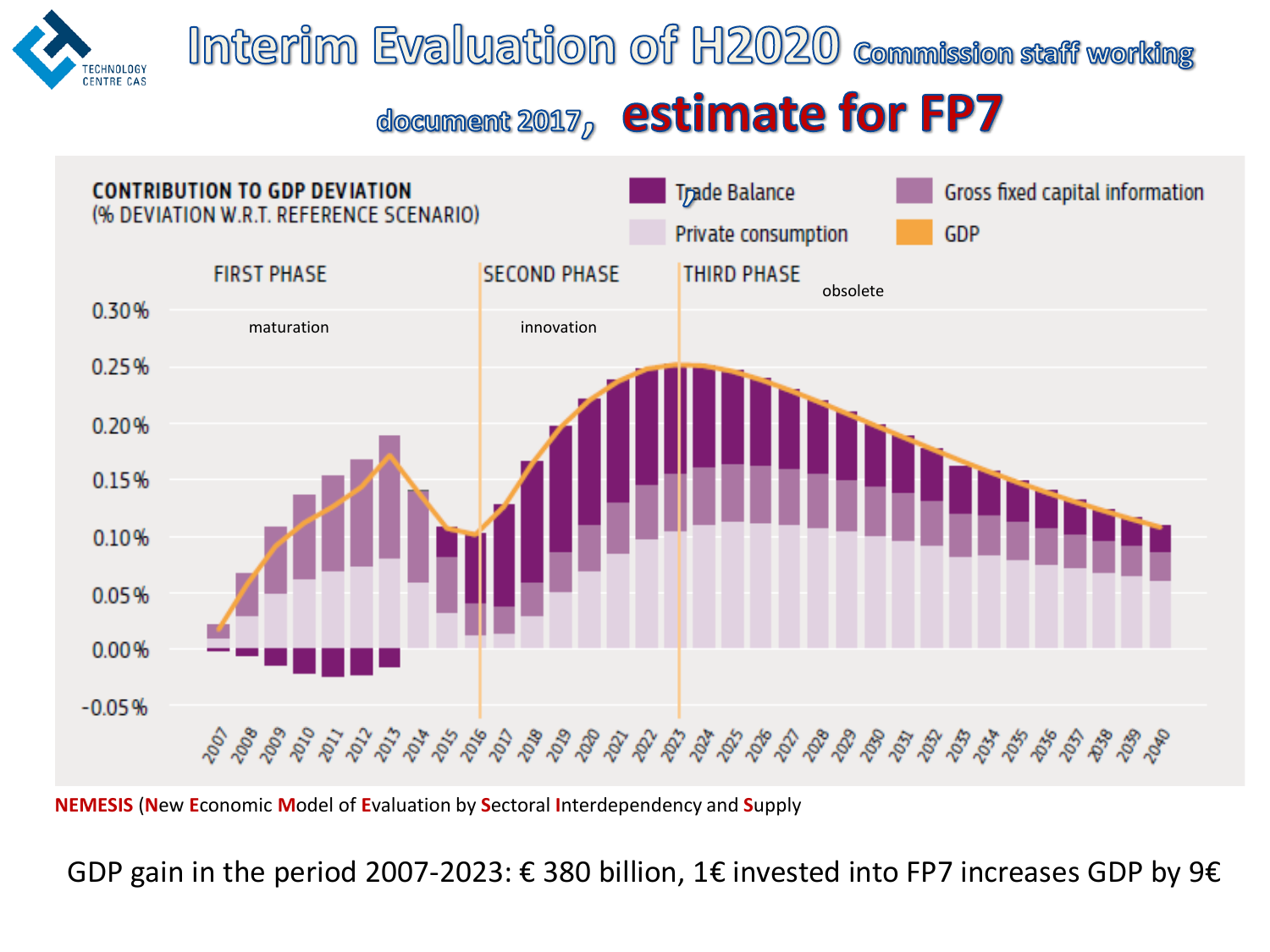# Interim Evaluation of H2020 Commission staff working document 2017, estimate for FP7

CONTRIBUTION TO GDP DEVIATION
(% DEVIATION W.R.T. REFERENCE SCENARIO)

Trade Balance | Gross fixed capital information | Private consumption | GDP

FIRST PHASE — maturation | SECOND PHASE — innovation | THIRD PHASE — obsolete

**NEMESIS** (**N**ew **E**conomic **M**odel of **E**valuation by **S**ectoral **I**nterdependency and **S**upply

GDP gain in the period 2007-2023: € 380 billion, 1€ invested into FP7 increases GDP by 9€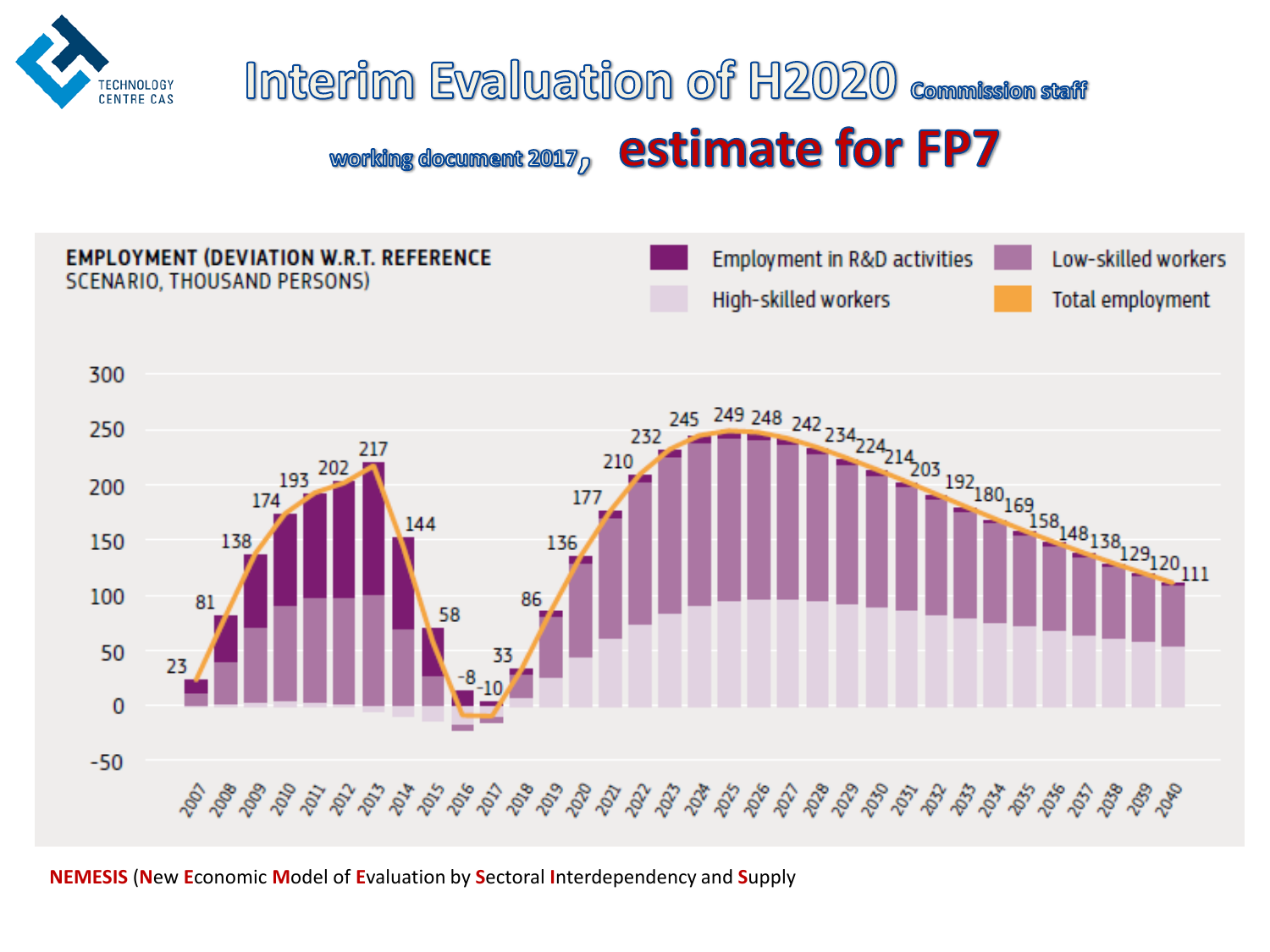# Interim Evaluation of H2020 Commission staff working document 2017, estimate for FP7

**EMPLOYMENT (DEVIATION W.R.T. REFERENCE SCENARIO, THOUSAND PERSONS)**

Legend: Employment in R&D activities; Low-skilled workers; High-skilled workers; Total employment

| Year | Total employment |
|---|---|
| 2007 | 23 |
| 2008 | 81 |
| 2009 | 138 |
| 2010 | 174 |
| 2011 | 193 |
| 2012 | 202 |
| 2013 | 217 |
| 2014 | 144 |
| 2015 | 58 |
| 2016 | -8 |
| 2017 | -10 |
| 2018 | 33 |
| 2019 | 86 |
| 2020 | 136 |
| 2021 | 177 |
| 2022 | 210 |
| 2023 | 232 |
| 2024 | 245 |
| 2025 | 249 |
| 2026 | 248 |
| 2027 | 242 |
| 2028 | 234 |
| 2029 | 224 |
| 2030 | 214 |
| 2031 | 203 |
| 2032 | 192 |
| 2033 | 180 |
| 2034 | 169 |
| 2035 | 158 |
| 2036 | 148 |
| 2037 | 138 |
| 2038 | 129 |
| 2039 | 120 |
| 2040 | 111 |

**NEMESIS** (**N**ew **E**conomic **M**odel of **E**valuation by **S**ectoral **I**nterdependency and **S**upply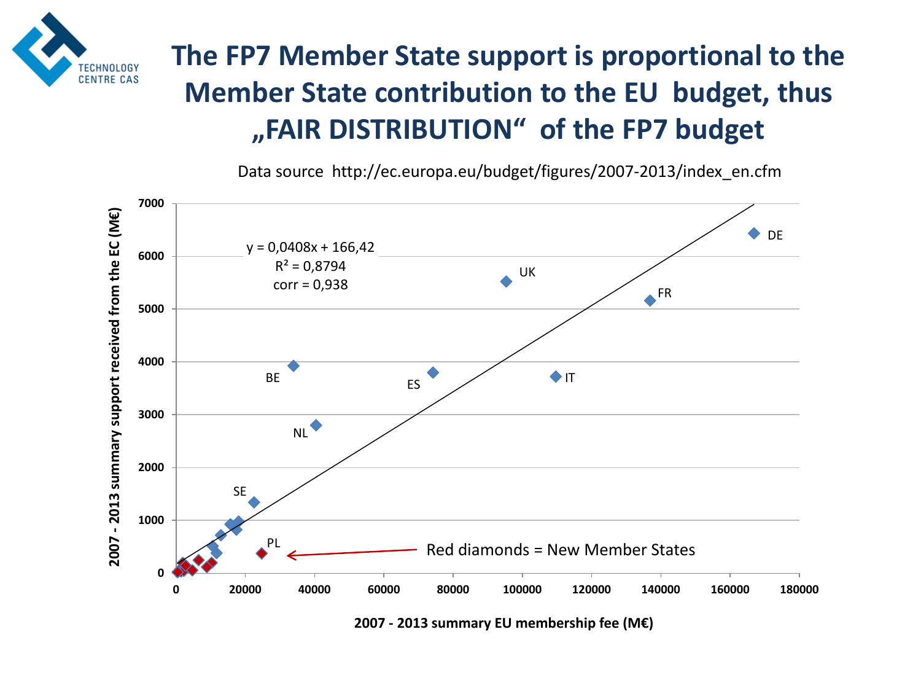# The FP7 Member State support is proportional to the Member State contribution to the EU budget, thus „FAIR DISTRIBUTION“ of the FP7 budget

Data source http://ec.europa.eu/budget/figures/2007-2013/index_en.cfm

$y = 0{,}0408x + 166{,}42$

$R^2 = 0{,}8794$

corr = 0,938

2007 - 2013 summary support received from the EC (M€)

2007 - 2013 summary EU membership fee (M€)

Red diamonds = New Member States

DE, UK, FR, IT, ES, BE, NL, SE, PL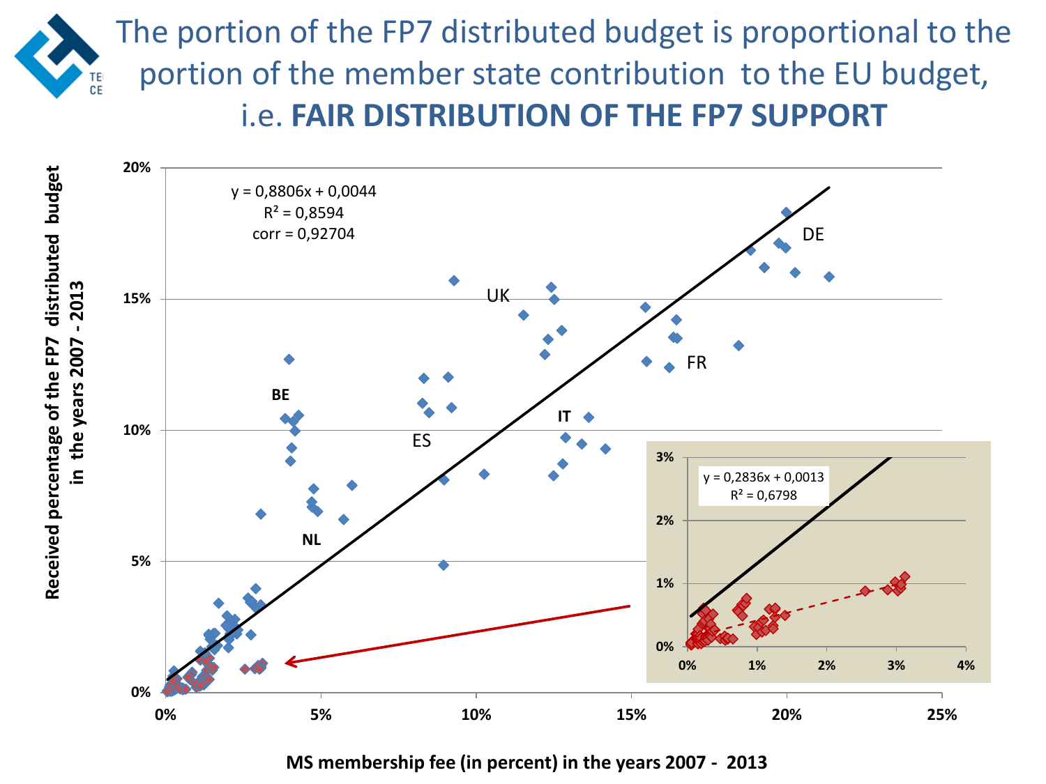# The portion of the FP7 distributed budget is proportional to the portion of the member state contribution to the EU budget, i.e. **FAIR DISTRIBUTION OF THE FP7 SUPPORT**

$y = 0,8806x + 0,0044$
$R^2 = 0,8594$
corr = 0,92704

DE

UK

FR

BE

ES

IT

NL

$y = 0,2836x + 0,0013$
$R^2 = 0,6798$

**Received percentage of the FP7 distributed budget in the years 2007 - 2013**

**MS membership fee (in percent) in the years 2007 - 2013**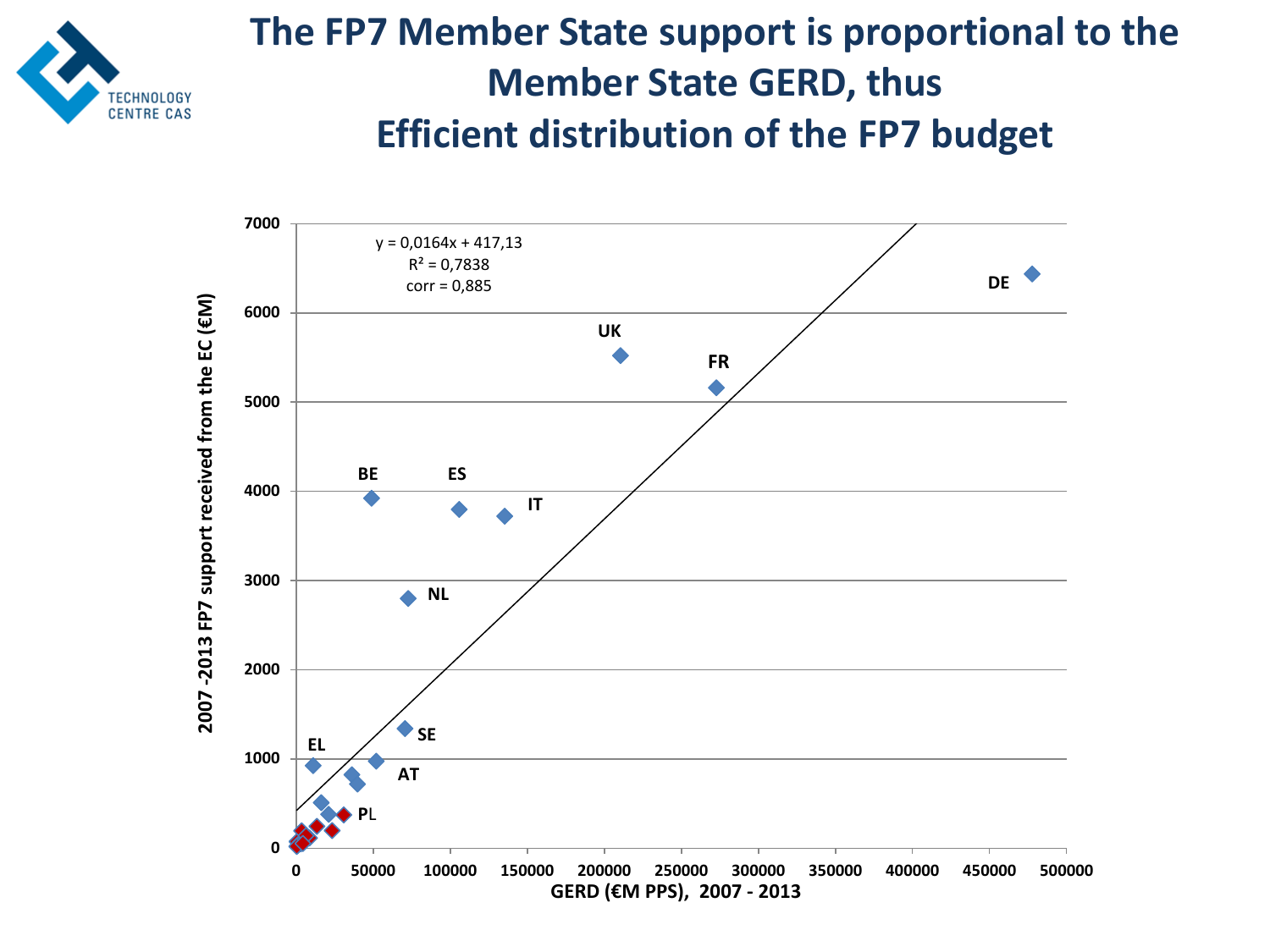# The FP7 Member State support is proportional to the Member State GERD, thus Efficient distribution of the FP7 budget

$y = 0{,}0164x + 417{,}13$

$R^2 = 0{,}7838$

corr = 0,885

2007 -2013 FP7 support received from the EC (€M)

GERD (€M PPS), 2007 - 2013

DE, UK, FR, BE, ES, IT, NL, SE, AT, EL, PL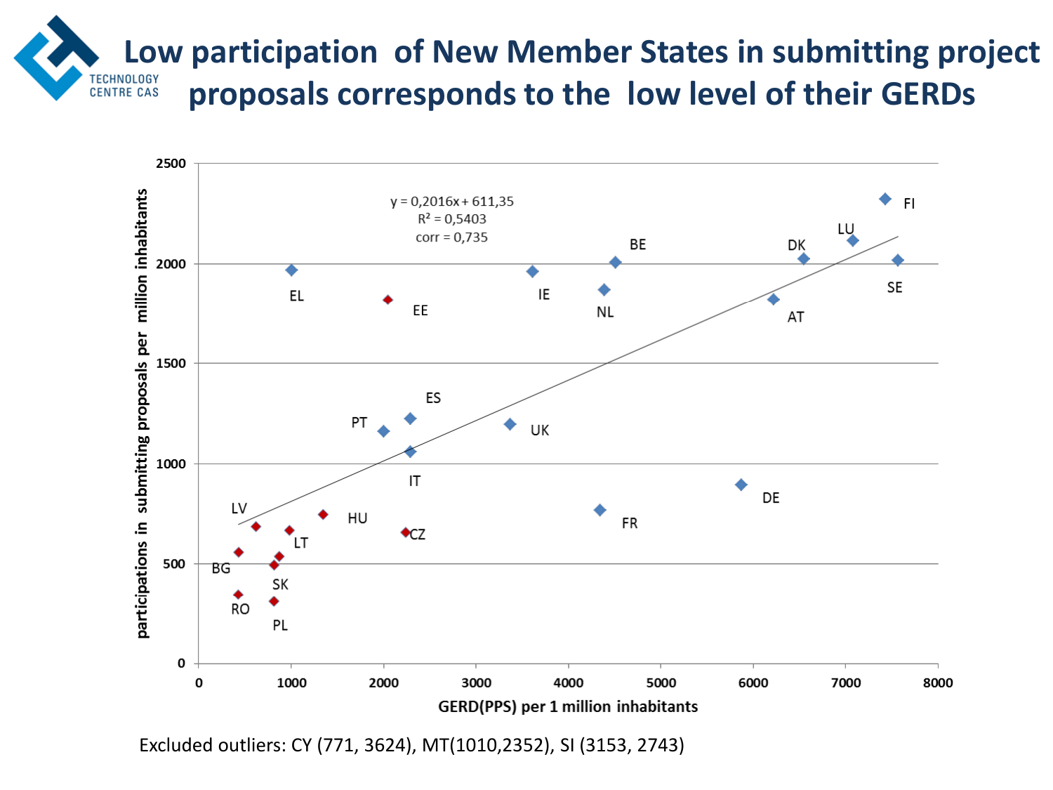# Low participation of New Member States in submitting project proposals corresponds to the low level of their GERDs

$y = 0{,}2016x + 611{,}35$

$R^2 = 0{,}5403$

corr = 0,735

Y-axis: participations in submitting proposals per million inhabitants (0–2500)

X-axis: GERD(PPS) per 1 million inhabitants (0–8000)

Data points labelled: EL, EE, IE, NL, BE, LU, DK, FI, SE, AT, PT, ES, UK, IT, DE, FR, LV, HU, CZ, LT, BG, SK, RO, PL

Excluded outliers: CY (771, 3624), MT(1010,2352), SI (3153, 2743)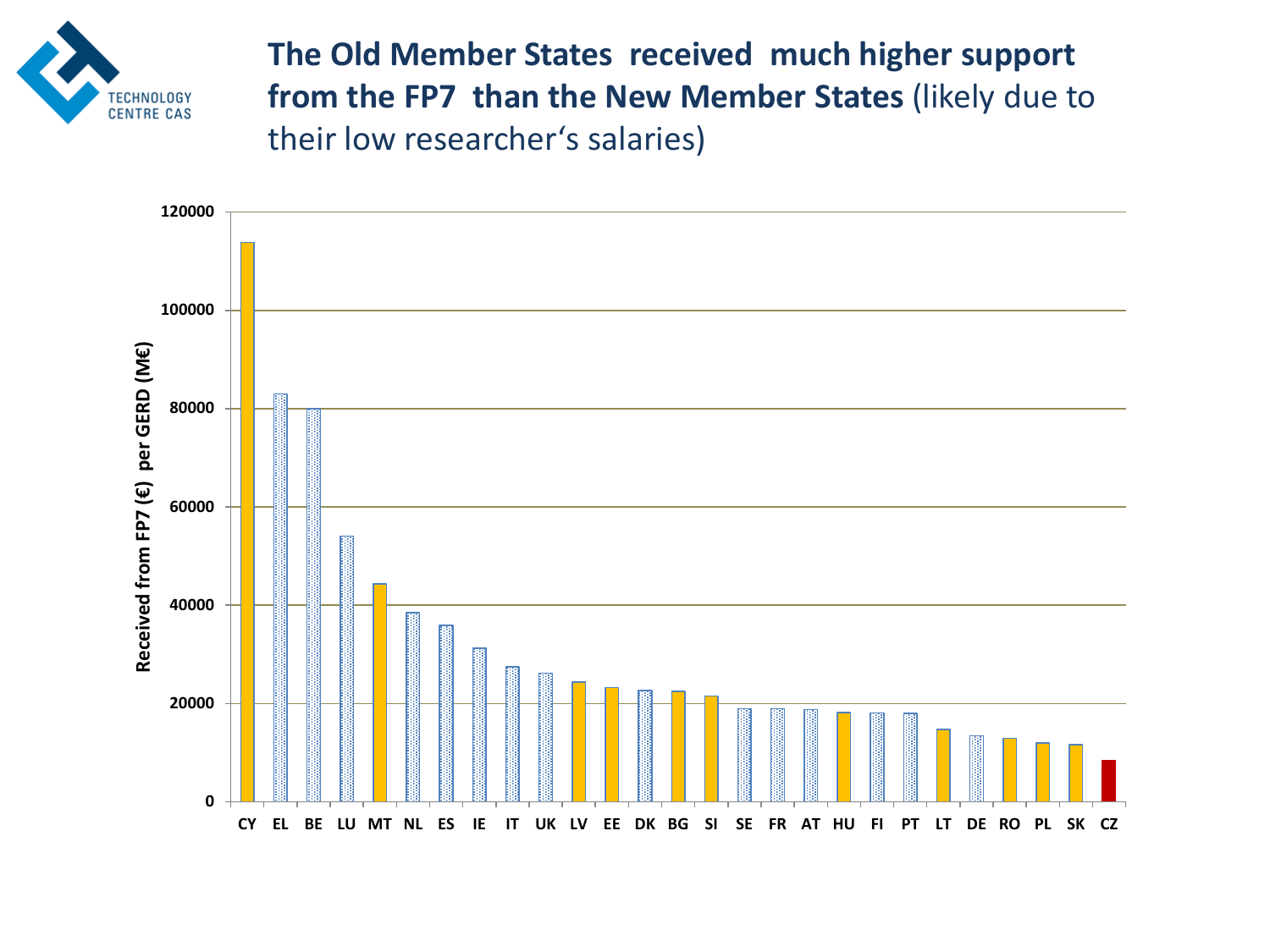# **The Old Member States received much higher support from the FP7 than the New Member States** (likely due to their low researcher's salaries)

Received from FP7 (€) per GERD (M€)

| Country | Value (approx.) |
|---|---|
| CY | 114000 |
| EL | 83000 |
| BE | 80000 |
| LU | 54000 |
| MT | 44000 |
| NL | 38500 |
| ES | 36000 |
| IE | 31000 |
| IT | 27500 |
| UK | 26000 |
| LV | 24500 |
| EE | 23000 |
| DK | 22500 |
| BG | 22500 |
| SI | 21500 |
| SE | 19000 |
| FR | 19000 |
| AT | 18500 |
| HU | 18000 |
| FI | 18000 |
| PT | 18000 |
| LT | 14500 |
| DE | 13500 |
| RO | 13000 |
| PL | 12000 |
| SK | 11500 |
| CZ | 8500 |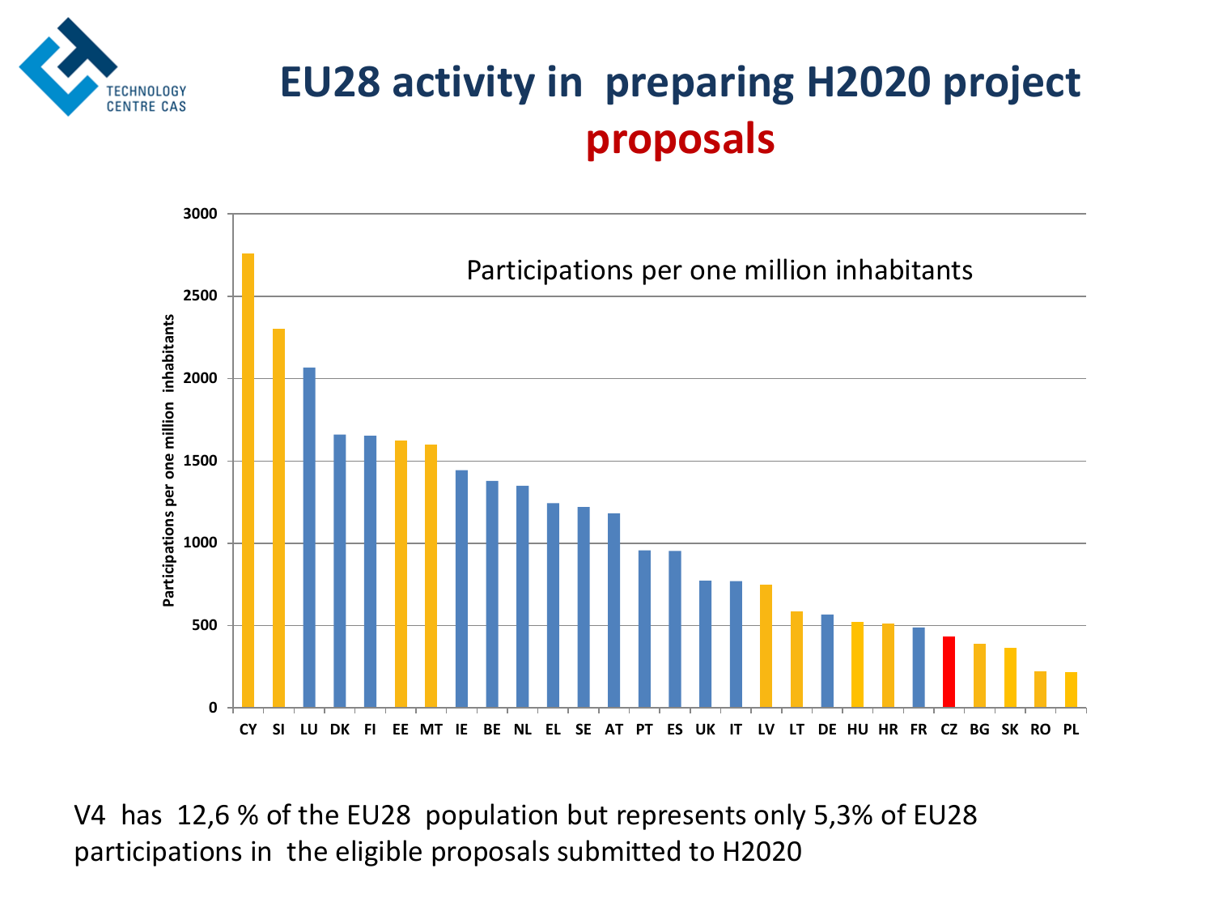# EU28 activity in preparing H2020 project proposals

Participations per one million inhabitants

V4 has 12,6 % of the EU28 population but represents only 5,3% of EU28 participations in the eligible proposals submitted to H2020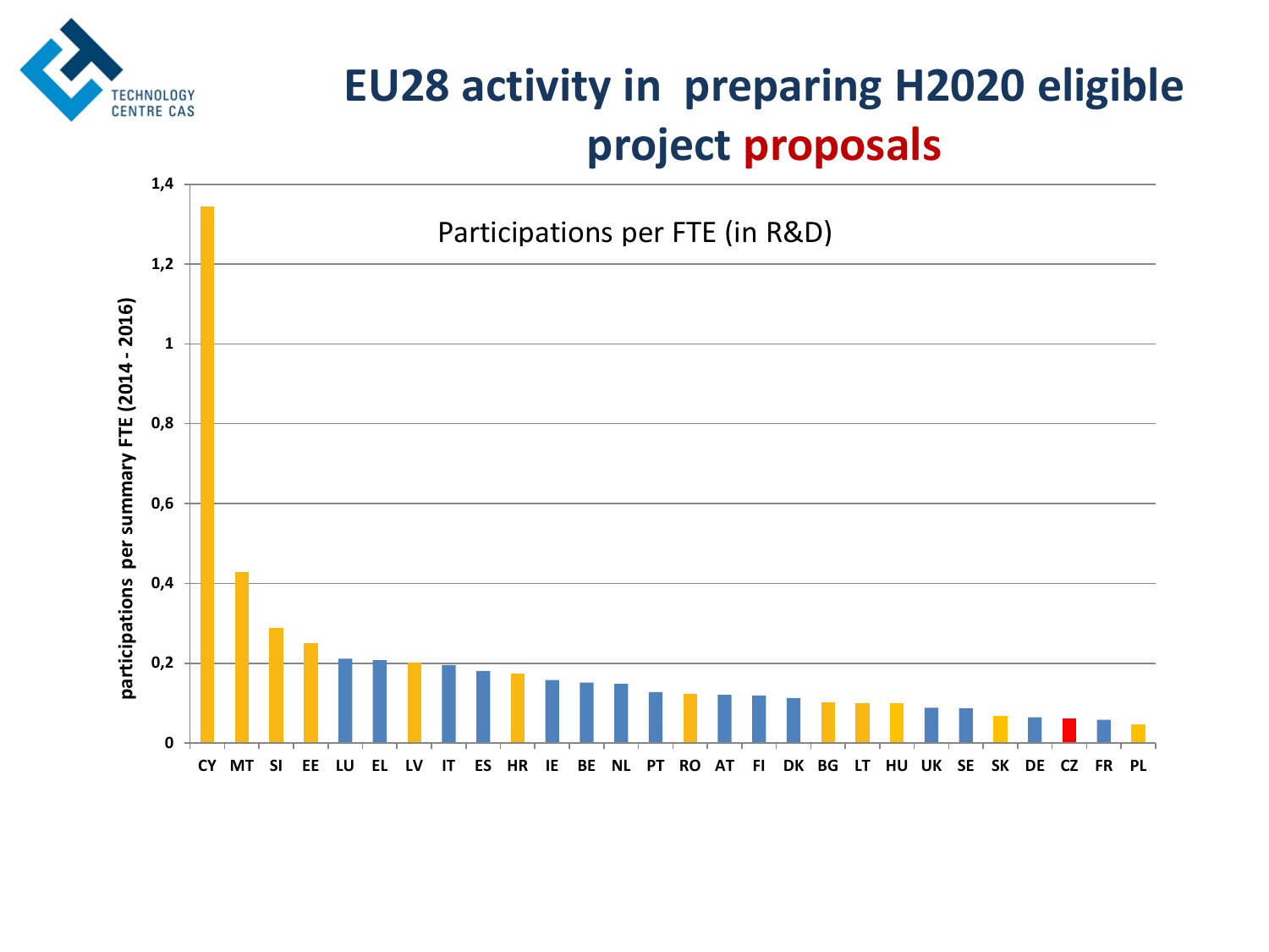# EU28 activity in preparing H2020 eligible project proposals

Participations per FTE (in R&D)

| Country | Participations per summary FTE (2014 - 2016) |
|---|---|
| CY | 1,34 |
| MT | 0,43 |
| SI | 0,29 |
| EE | 0,25 |
| LU | 0,21 |
| EL | 0,21 |
| LV | 0,20 |
| IT | 0,19 |
| ES | 0,18 |
| HR | 0,17 |
| IE | 0,16 |
| BE | 0,15 |
| NL | 0,15 |
| PT | 0,13 |
| RO | 0,12 |
| AT | 0,12 |
| FI | 0,12 |
| DK | 0,11 |
| BG | 0,10 |
| LT | 0,10 |
| HU | 0,10 |
| UK | 0,09 |
| SE | 0,09 |
| SK | 0,07 |
| DE | 0,06 |
| CZ | 0,06 |
| FR | 0,06 |
| PL | 0,05 |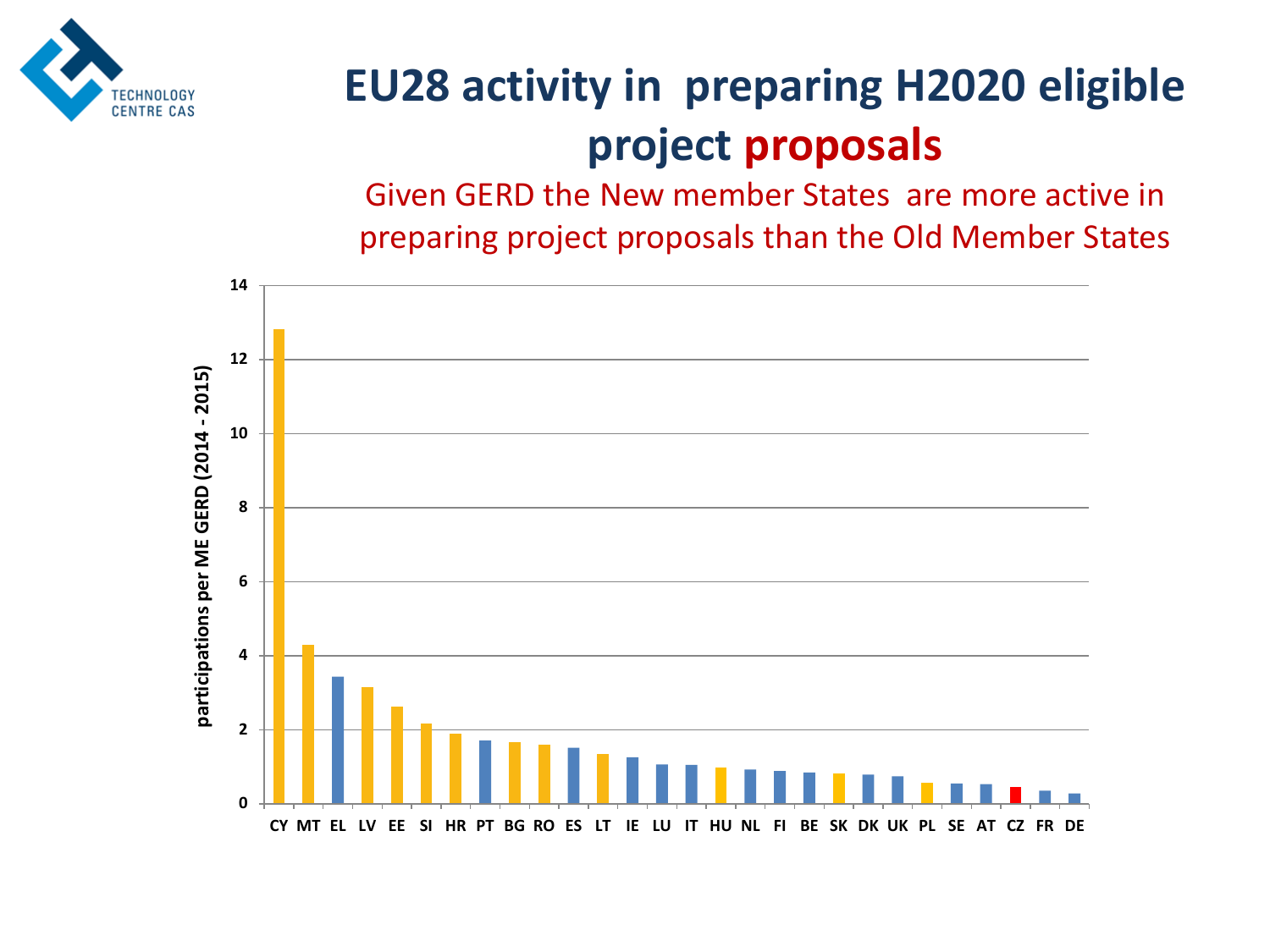# EU28 activity in preparing H2020 eligible project **proposals**

Given GERD the New member States are more active in preparing project proposals than the Old Member States

participations per ME GERD (2014 - 2015)

| Country | Value (approx.) |
|---|---|
| CY | 12.8 |
| MT | 4.3 |
| EL | 3.4 |
| LV | 3.15 |
| EE | 2.6 |
| SI | 2.15 |
| HR | 1.9 |
| PT | 1.7 |
| BG | 1.65 |
| RO | 1.6 |
| ES | 1.5 |
| LT | 1.35 |
| IE | 1.25 |
| LU | 1.05 |
| IT | 1.05 |
| HU | 0.95 |
| NL | 0.9 |
| FI | 0.9 |
| BE | 0.85 |
| SK | 0.8 |
| DK | 0.8 |
| UK | 0.75 |
| PL | 0.55 |
| SE | 0.55 |
| AT | 0.5 |
| CZ | 0.45 |
| FR | 0.35 |
| DE | 0.3 |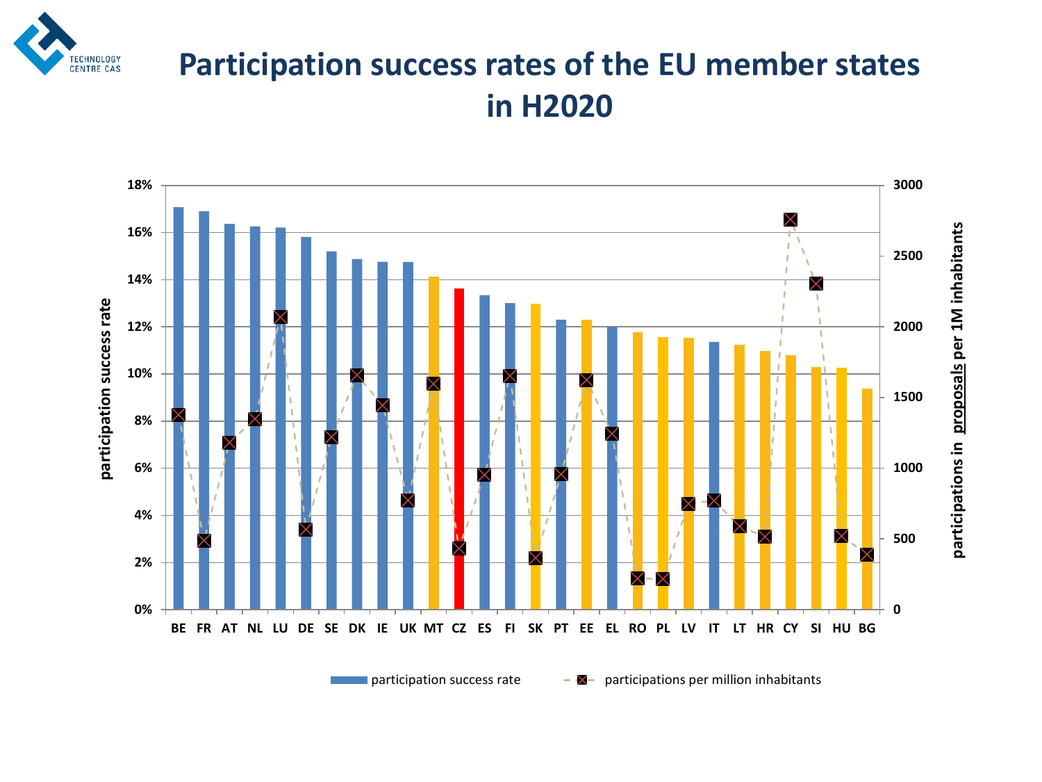# Participation success rates of the EU member states in H2020

participation success rate

participations in proposals per 1M inhabitants

BE FR AT NL LU DE SE DK IE UK MT CZ ES FI SK PT EE EL RO PL LV IT LT HR CY SI HU BG

participation success rate — participations per million inhabitants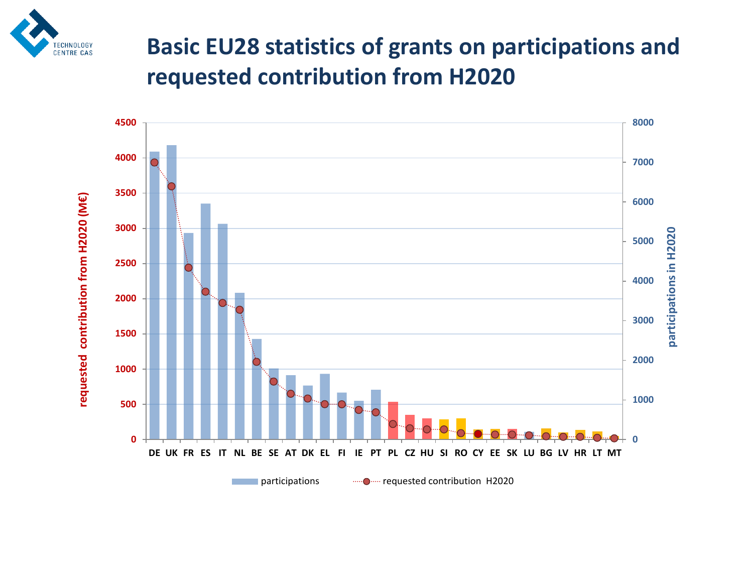# Basic EU28 statistics of grants on participations and requested contribution from H2020

requested contribution from H2020 (M€)

participations in H2020

DE UK FR ES IT NL BE SE AT DK EL FI IE PT PL CZ HU SI RO CY EE SK LU BG LV HR LT MT

participations ····●···· requested contribution H2020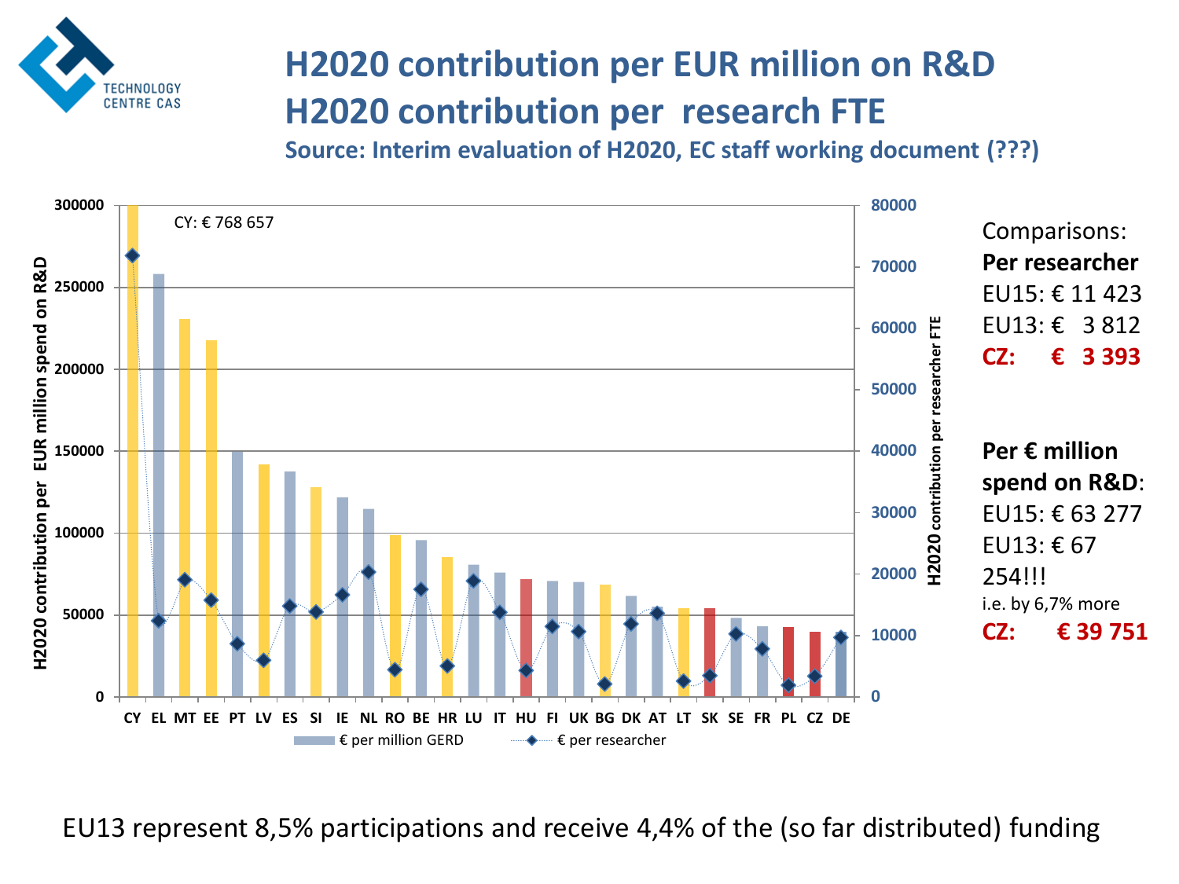# H2020 contribution per EUR million on R&D
# H2020 contribution per research FTE

**Source: Interim evaluation of H2020, EC staff working document (???)**

CY: € 768 657

Comparisons:

**Per researcher**

EU15: € 11 423

EU13: € 3 812

**CZ: € 3 393**

**Per € million spend on R&D**:

EU15: € 63 277

EU13: € 67 254!!!

i.e. by 6,7% more

**CZ: € 39 751**

EU13 represent 8,5% participations and receive 4,4% of the (so far distributed) funding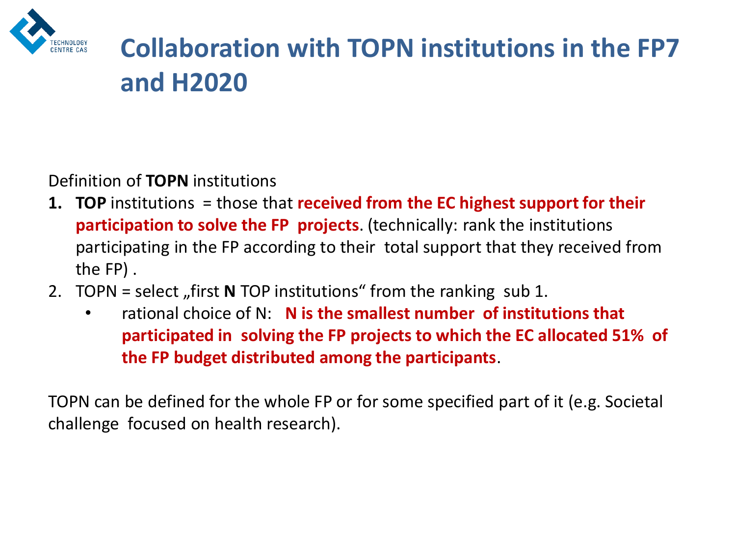# Collaboration with TOPN institutions in the FP7 and H2020

Definition of **TOPN** institutions

1. **TOP** institutions = those that **received from the EC highest support for their participation to solve the FP projects**. (technically: rank the institutions participating in the FP according to their total support that they received from the FP) .
2. TOPN = select „first **N** TOP institutions" from the ranking sub 1.
   - rational choice of N: **N is the smallest number of institutions that participated in solving the FP projects to which the EC allocated 51% of the FP budget distributed among the participants**.

TOPN can be defined for the whole FP or for some specified part of it (e.g. Societal challenge focused on health research).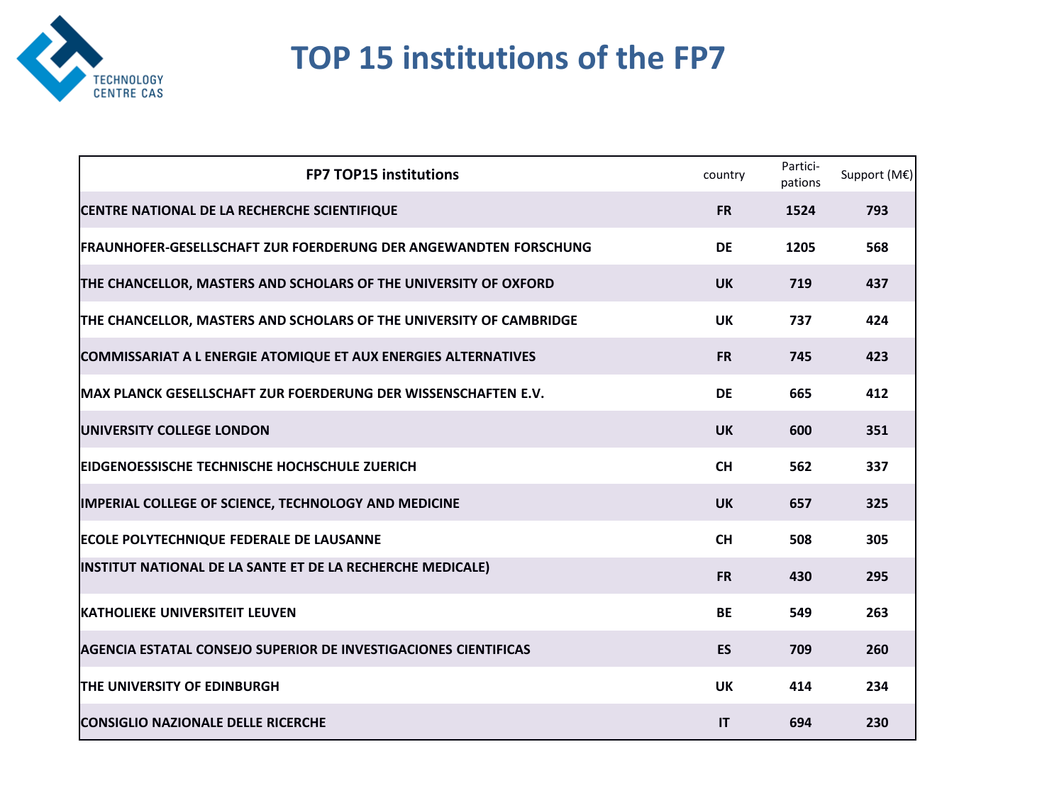# TOP 15 institutions of the FP7

| FP7 TOP15 institutions | country | Partici-pations | Support (M€) |
|---|---|---|---|
| CENTRE NATIONAL DE LA RECHERCHE SCIENTIFIQUE | FR | 1524 | 793 |
| FRAUNHOFER-GESELLSCHAFT ZUR FOERDERUNG DER ANGEWANDTEN FORSCHUNG | DE | 1205 | 568 |
| THE CHANCELLOR, MASTERS AND SCHOLARS OF THE UNIVERSITY OF OXFORD | UK | 719 | 437 |
| THE CHANCELLOR, MASTERS AND SCHOLARS OF THE UNIVERSITY OF CAMBRIDGE | UK | 737 | 424 |
| COMMISSARIAT A L ENERGIE ATOMIQUE ET AUX ENERGIES ALTERNATIVES | FR | 745 | 423 |
| MAX PLANCK GESELLSCHAFT ZUR FOERDERUNG DER WISSENSCHAFTEN E.V. | DE | 665 | 412 |
| UNIVERSITY COLLEGE LONDON | UK | 600 | 351 |
| EIDGENOESSISCHE TECHNISCHE HOCHSCHULE ZUERICH | CH | 562 | 337 |
| IMPERIAL COLLEGE OF SCIENCE, TECHNOLOGY AND MEDICINE | UK | 657 | 325 |
| ECOLE POLYTECHNIQUE FEDERALE DE LAUSANNE | CH | 508 | 305 |
| INSTITUT NATIONAL DE LA SANTE ET DE LA RECHERCHE MEDICALE) | FR | 430 | 295 |
| KATHOLIEKE UNIVERSITEIT LEUVEN | BE | 549 | 263 |
| AGENCIA ESTATAL CONSEJO SUPERIOR DE INVESTIGACIONES CIENTIFICAS | ES | 709 | 260 |
| THE UNIVERSITY OF EDINBURGH | UK | 414 | 234 |
| CONSIGLIO NAZIONALE DELLE RICERCHE | IT | 694 | 230 |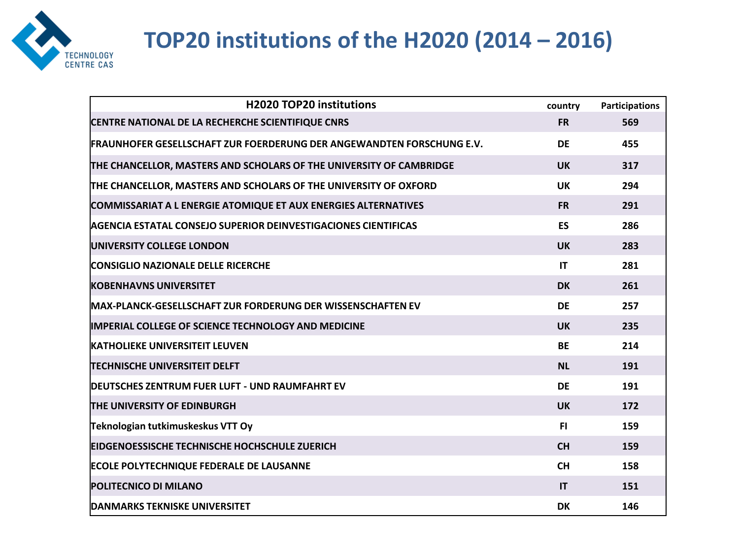# TOP20 institutions of the H2020 (2014 – 2016)

| H2020 TOP20 institutions | country | Participations |
|---|---|---|
| CENTRE NATIONAL DE LA RECHERCHE SCIENTIFIQUE CNRS | FR | 569 |
| FRAUNHOFER GESELLSCHAFT ZUR FOERDERUNG DER ANGEWANDTEN FORSCHUNG E.V. | DE | 455 |
| THE CHANCELLOR, MASTERS AND SCHOLARS OF THE UNIVERSITY OF CAMBRIDGE | UK | 317 |
| THE CHANCELLOR, MASTERS AND SCHOLARS OF THE UNIVERSITY OF OXFORD | UK | 294 |
| COMMISSARIAT A L ENERGIE ATOMIQUE ET AUX ENERGIES ALTERNATIVES | FR | 291 |
| AGENCIA ESTATAL CONSEJO SUPERIOR DEINVESTIGACIONES CIENTIFICAS | ES | 286 |
| UNIVERSITY COLLEGE LONDON | UK | 283 |
| CONSIGLIO NAZIONALE DELLE RICERCHE | IT | 281 |
| KOBENHAVNS UNIVERSITET | DK | 261 |
| MAX-PLANCK-GESELLSCHAFT ZUR FORDERUNG DER WISSENSCHAFTEN EV | DE | 257 |
| IMPERIAL COLLEGE OF SCIENCE TECHNOLOGY AND MEDICINE | UK | 235 |
| KATHOLIEKE UNIVERSITEIT LEUVEN | BE | 214 |
| TECHNISCHE UNIVERSITEIT DELFT | NL | 191 |
| DEUTSCHES ZENTRUM FUER LUFT - UND RAUMFAHRT EV | DE | 191 |
| THE UNIVERSITY OF EDINBURGH | UK | 172 |
| Teknologian tutkimuskeskus VTT Oy | FI | 159 |
| EIDGENOESSISCHE TECHNISCHE HOCHSCHULE ZUERICH | CH | 159 |
| ECOLE POLYTECHNIQUE FEDERALE DE LAUSANNE | CH | 158 |
| POLITECNICO DI MILANO | IT | 151 |
| DANMARKS TEKNISKE UNIVERSITET | DK | 146 |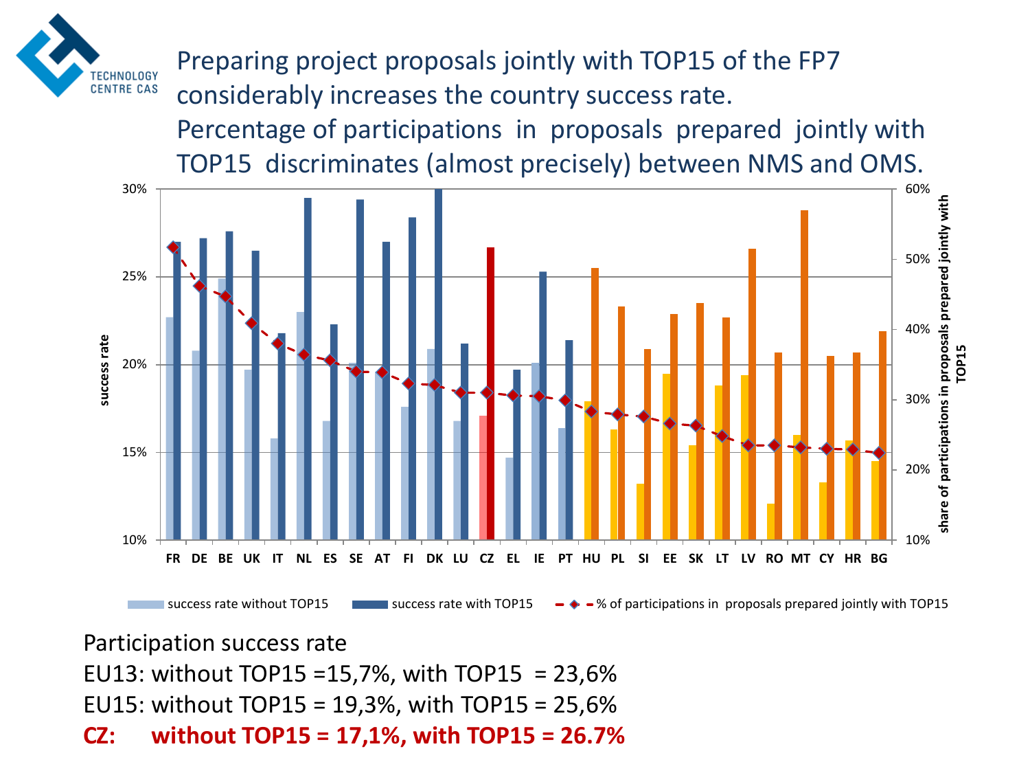# Preparing project proposals jointly with TOP15 of the FP7 considerably increases the country success rate.

# Percentage of participations in proposals prepared jointly with TOP15 discriminates (almost precisely) between NMS and OMS.

Participation success rate

EU13: without TOP15 =15,7%, with TOP15 = 23,6%

EU15: without TOP15 = 19,3%, with TOP15 = 25,6%

**CZ: without TOP15 = 17,1%, with TOP15 = 26.7%**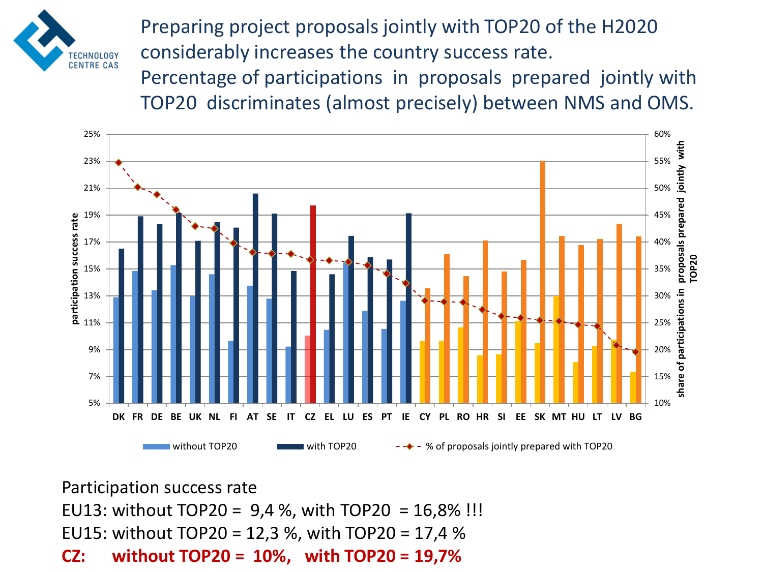# Preparing project proposals jointly with TOP20 of the H2020 considerably increases the country success rate.

# Percentage of participations in proposals prepared jointly with TOP20 discriminates (almost precisely) between NMS and OMS.

Participation success rate

EU13: without TOP20 = 9,4 %, with TOP20 = 16,8% !!!

EU15: without TOP20 = 12,3 %, with TOP20 = 17,4 %

**CZ: without TOP20 = 10%, with TOP20 = 19,7%**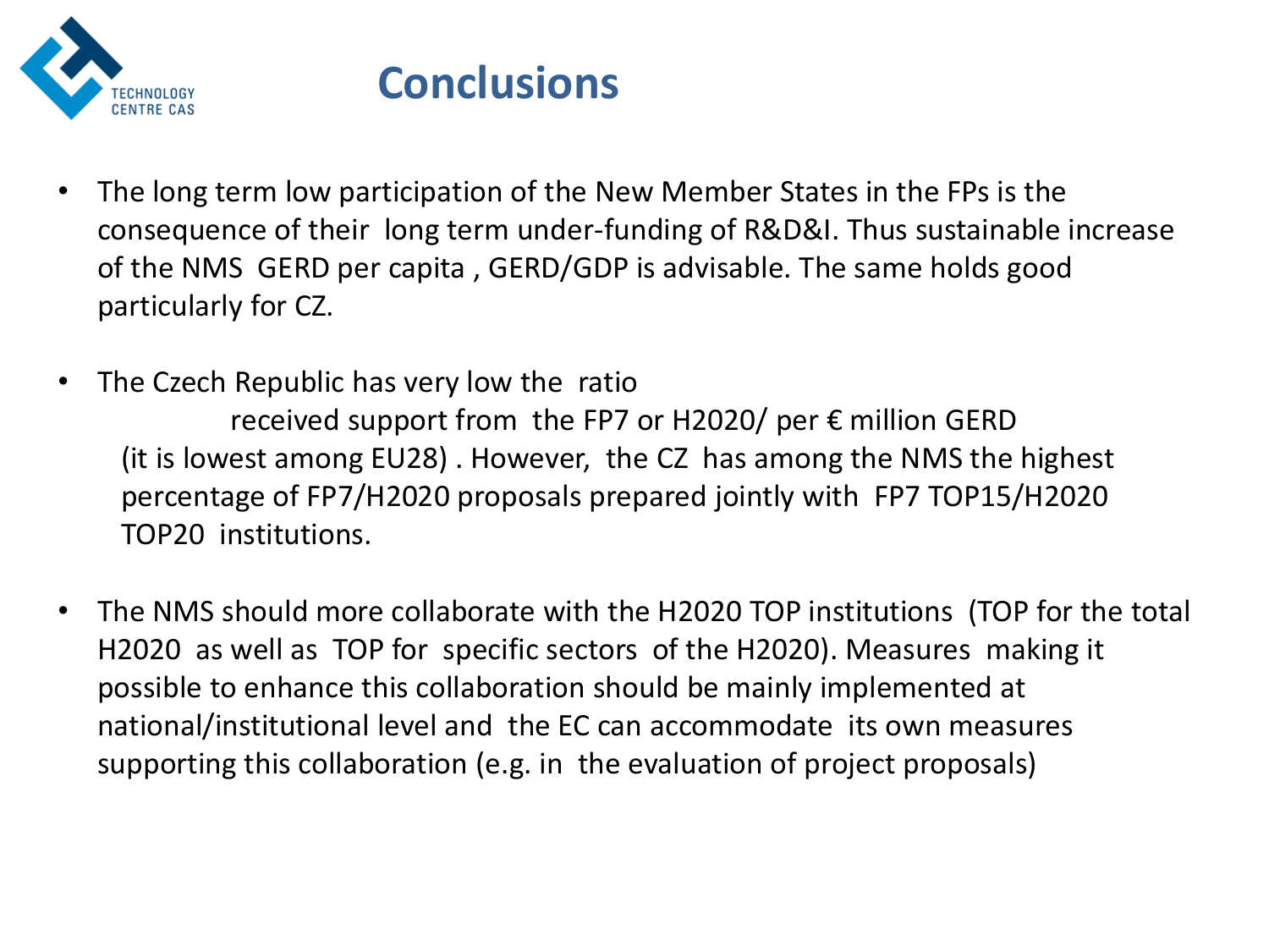TECHNOLOGY CENTRE CAS

# Conclusions

- The long term low participation of the New Member States in the FPs is the consequence of their long term under-funding of R&D&I. Thus sustainable increase of the NMS GERD per capita , GERD/GDP is advisable. The same holds good particularly for CZ.

- The Czech Republic has very low the ratio

  received support from the FP7 or H2020/ per € million GERD

  (it is lowest among EU28) . However, the CZ has among the NMS the highest percentage of FP7/H2020 proposals prepared jointly with FP7 TOP15/H2020 TOP20 institutions.

- The NMS should more collaborate with the H2020 TOP institutions (TOP for the total H2020 as well as TOP for specific sectors of the H2020). Measures making it possible to enhance this collaboration should be mainly implemented at national/institutional level and the EC can accommodate its own measures supporting this collaboration (e.g. in the evaluation of project proposals)